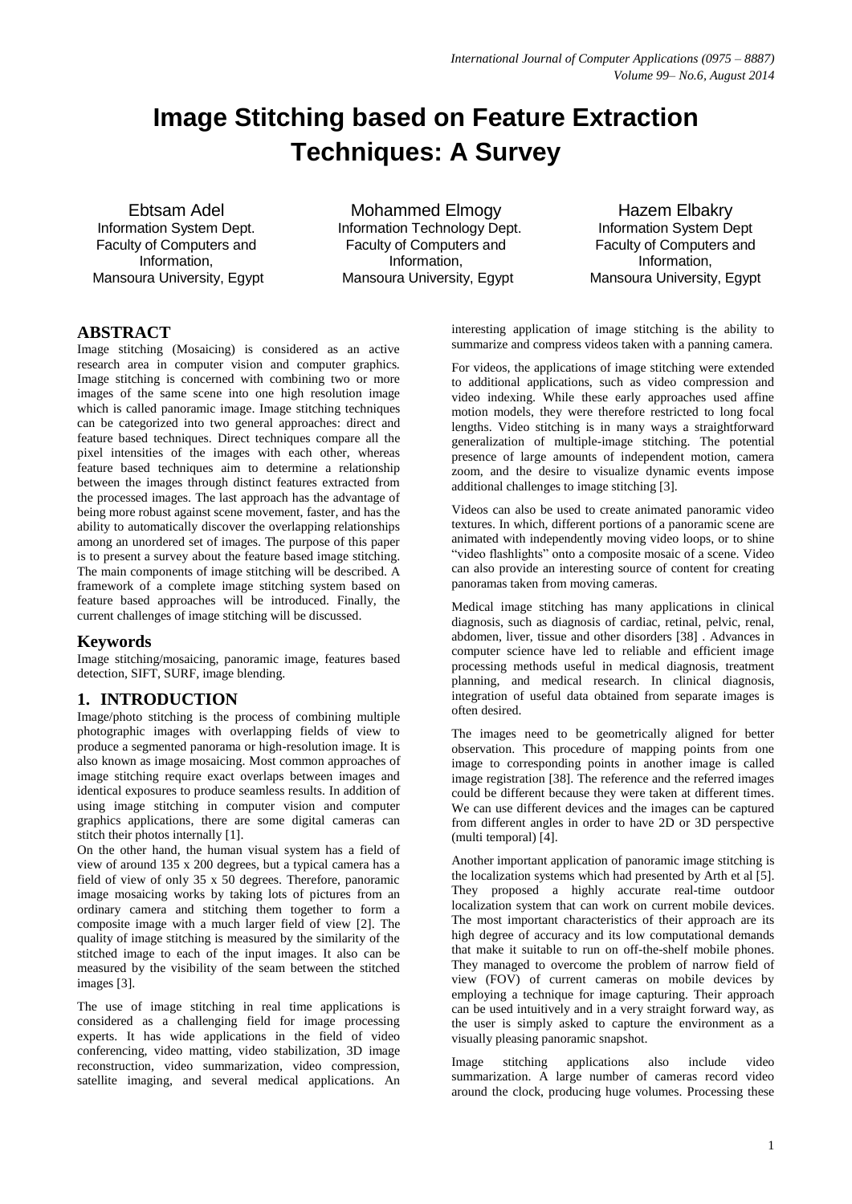# Image Stitching based on Feature Extraction Techniques: A Survey

**Ebtsam Adel**
Information System Dept.
Faculty of Computers and Information,
Mansoura University, Egypt

**Mohammed Elmogy**
Information Technology Dept.
Faculty of Computers and Information,
Mansoura University, Egypt

**Hazem Elbakry**
Information System Dept
Faculty of Computers and Information,
Mansoura University, Egypt

## ABSTRACT

Image stitching (Mosaicing) is considered as an active research area in computer vision and computer graphics. Image stitching is concerned with combining two or more images of the same scene into one high resolution image which is called panoramic image. Image stitching techniques can be categorized into two general approaches: direct and feature based techniques. Direct techniques compare all the pixel intensities of the images with each other, whereas feature based techniques aim to determine a relationship between the images through distinct features extracted from the processed images. The last approach has the advantage of being more robust against scene movement, faster, and has the ability to automatically discover the overlapping relationships among an unordered set of images. The purpose of this paper is to present a survey about the feature based image stitching. The main components of image stitching will be described. A framework of a complete image stitching system based on feature based approaches will be introduced. Finally, the current challenges of image stitching will be discussed.

## Keywords

Image stitching/mosaicing, panoramic image, features based detection, SIFT, SURF, image blending.

## 1. INTRODUCTION

Image/photo stitching is the process of combining multiple photographic images with overlapping fields of view to produce a segmented panorama or high-resolution image. It is also known as image mosaicing. Most common approaches of image stitching require exact overlaps between images and identical exposures to produce seamless results. In addition of using image stitching in computer vision and computer graphics applications, there are some digital cameras can stitch their photos internally [1].

On the other hand, the human visual system has a field of view of around 135 x 200 degrees, but a typical camera has a field of view of only 35 x 50 degrees. Therefore, panoramic image mosaicing works by taking lots of pictures from an ordinary camera and stitching them together to form a composite image with a much larger field of view [2]. The quality of image stitching is measured by the similarity of the stitched image to each of the input images. It also can be measured by the visibility of the seam between the stitched images [3].

The use of image stitching in real time applications is considered as a challenging field for image processing experts. It has wide applications in the field of video conferencing, video matting, video stabilization, 3D image reconstruction, video summarization, video compression, satellite imaging, and several medical applications. An interesting application of image stitching is the ability to summarize and compress videos taken with a panning camera.

For videos, the applications of image stitching were extended to additional applications, such as video compression and video indexing. While these early approaches used affine motion models, they were therefore restricted to long focal lengths. Video stitching is in many ways a straightforward generalization of multiple-image stitching. The potential presence of large amounts of independent motion, camera zoom, and the desire to visualize dynamic events impose additional challenges to image stitching [3].

Videos can also be used to create animated panoramic video textures. In which, different portions of a panoramic scene are animated with independently moving video loops, or to shine "video flashlights" onto a composite mosaic of a scene. Video can also provide an interesting source of content for creating panoramas taken from moving cameras.

Medical image stitching has many applications in clinical diagnosis, such as diagnosis of cardiac, retinal, pelvic, renal, abdomen, liver, tissue and other disorders [38] . Advances in computer science have led to reliable and efficient image processing methods useful in medical diagnosis, treatment planning, and medical research. In clinical diagnosis, integration of useful data obtained from separate images is often desired.

The images need to be geometrically aligned for better observation. This procedure of mapping points from one image to corresponding points in another image is called image registration [38]. The reference and the referred images could be different because they were taken at different times. We can use different devices and the images can be captured from different angles in order to have 2D or 3D perspective (multi temporal) [4].

Another important application of panoramic image stitching is the localization systems which had presented by Arth et al [5]. They proposed a highly accurate real-time outdoor localization system that can work on current mobile devices. The most important characteristics of their approach are its high degree of accuracy and its low computational demands that make it suitable to run on off-the-shelf mobile phones. They managed to overcome the problem of narrow field of view (FOV) of current cameras on mobile devices by employing a technique for image capturing. Their approach can be used intuitively and in a very straight forward way, as the user is simply asked to capture the environment as a visually pleasing panoramic snapshot.

Image stitching applications also include video summarization. A large number of cameras record video around the clock, producing huge volumes. Processing these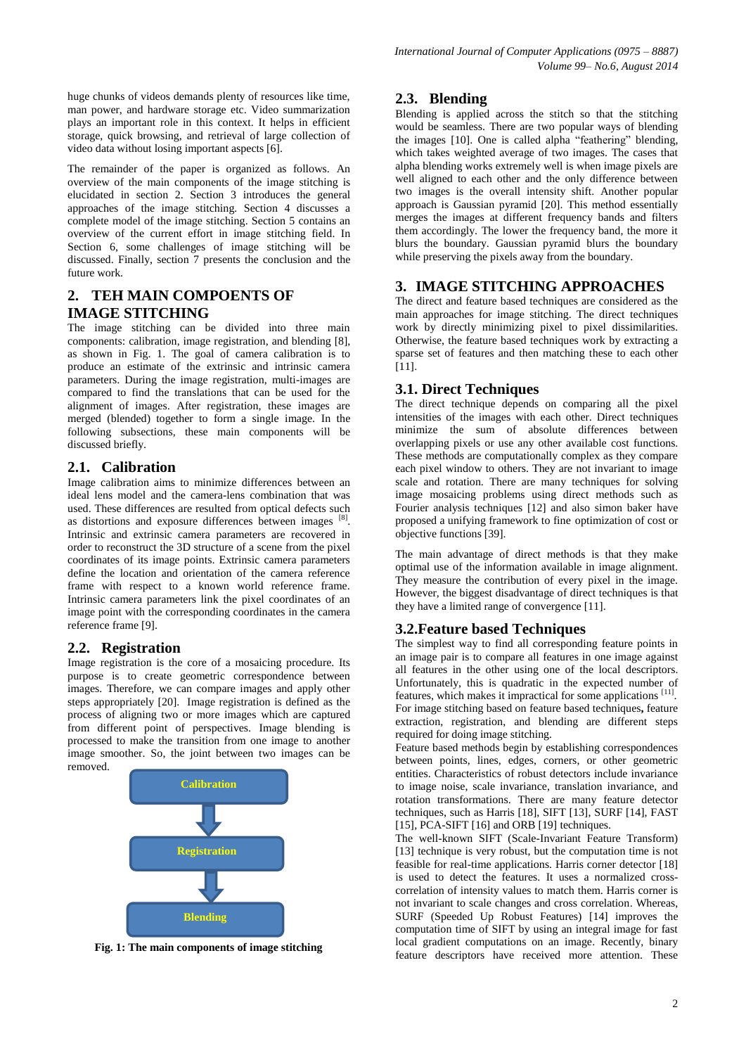huge chunks of videos demands plenty of resources like time, man power, and hardware storage etc. Video summarization plays an important role in this context. It helps in efficient storage, quick browsing, and retrieval of large collection of video data without losing important aspects [6].

The remainder of the paper is organized as follows. An overview of the main components of the image stitching is elucidated in section 2. Section 3 introduces the general approaches of the image stitching. Section 4 discusses a complete model of the image stitching. Section 5 contains an overview of the current effort in image stitching field. In Section 6, some challenges of image stitching will be discussed. Finally, section 7 presents the conclusion and the future work.

## 2. TEH MAIN COMPOENTS OF IMAGE STITCHING

The image stitching can be divided into three main components: calibration, image registration, and blending [8], as shown in Fig. 1. The goal of camera calibration is to produce an estimate of the extrinsic and intrinsic camera parameters. During the image registration, multi-images are compared to find the translations that can be used for the alignment of images. After registration, these images are merged (blended) together to form a single image. In the following subsections, these main components will be discussed briefly.

### 2.1. Calibration

Image calibration aims to minimize differences between an ideal lens model and the camera-lens combination that was used. These differences are resulted from optical defects such as distortions and exposure differences between images [8]. Intrinsic and extrinsic camera parameters are recovered in order to reconstruct the 3D structure of a scene from the pixel coordinates of its image points. Extrinsic camera parameters define the location and orientation of the camera reference frame with respect to a known world reference frame. Intrinsic camera parameters link the pixel coordinates of an image point with the corresponding coordinates in the camera reference frame [9].

### 2.2. Registration

Image registration is the core of a mosaicing procedure. Its purpose is to create geometric correspondence between images. Therefore, we can compare images and apply other steps appropriately [20]. Image registration is defined as the process of aligning two or more images which are captured from different point of perspectives. Image blending is processed to make the transition from one image to another image smoother. So, the joint between two images can be removed.

Calibration → Registration → Blending

**Fig. 1: The main components of image stitching**

### 2.3. Blending

Blending is applied across the stitch so that the stitching would be seamless. There are two popular ways of blending the images [10]. One is called alpha "feathering" blending, which takes weighted average of two images. The cases that alpha blending works extremely well is when image pixels are well aligned to each other and the only difference between two images is the overall intensity shift. Another popular approach is Gaussian pyramid [20]. This method essentially merges the images at different frequency bands and filters them accordingly. The lower the frequency band, the more it blurs the boundary. Gaussian pyramid blurs the boundary while preserving the pixels away from the boundary.

## 3. IMAGE STITCHING APPROACHES

The direct and feature based techniques are considered as the main approaches for image stitching. The direct techniques work by directly minimizing pixel to pixel dissimilarities. Otherwise, the feature based techniques work by extracting a sparse set of features and then matching these to each other [11].

### 3.1. Direct Techniques

The direct technique depends on comparing all the pixel intensities of the images with each other. Direct techniques minimize the sum of absolute differences between overlapping pixels or use any other available cost functions. These methods are computationally complex as they compare each pixel window to others. They are not invariant to image scale and rotation. There are many techniques for solving image mosaicing problems using direct methods such as Fourier analysis techniques [12] and also simon baker have proposed a unifying framework to fine optimization of cost or objective functions [39].

The main advantage of direct methods is that they make optimal use of the information available in image alignment. They measure the contribution of every pixel in the image. However, the biggest disadvantage of direct techniques is that they have a limited range of convergence [11].

### 3.2.Feature based Techniques

The simplest way to find all corresponding feature points in an image pair is to compare all features in one image against all features in the other using one of the local descriptors. Unfortunately, this is quadratic in the expected number of features, which makes it impractical for some applications [11]. For image stitching based on feature based techniques, feature extraction, registration, and blending are different steps required for doing image stitching.

Feature based methods begin by establishing correspondences between points, lines, edges, corners, or other geometric entities. Characteristics of robust detectors include invariance to image noise, scale invariance, translation invariance, and rotation transformations. There are many feature detector techniques, such as Harris [18], SIFT [13], SURF [14], FAST [15], PCA-SIFT [16] and ORB [19] techniques.

The well-known SIFT (Scale-Invariant Feature Transform) [13] technique is very robust, but the computation time is not feasible for real-time applications. Harris corner detector [18] is used to detect the features. It uses a normalized cross-correlation of intensity values to match them. Harris corner is not invariant to scale changes and cross correlation. Whereas, SURF (Speeded Up Robust Features) [14] improves the computation time of SIFT by using an integral image for fast local gradient computations on an image. Recently, binary feature descriptors have received more attention. These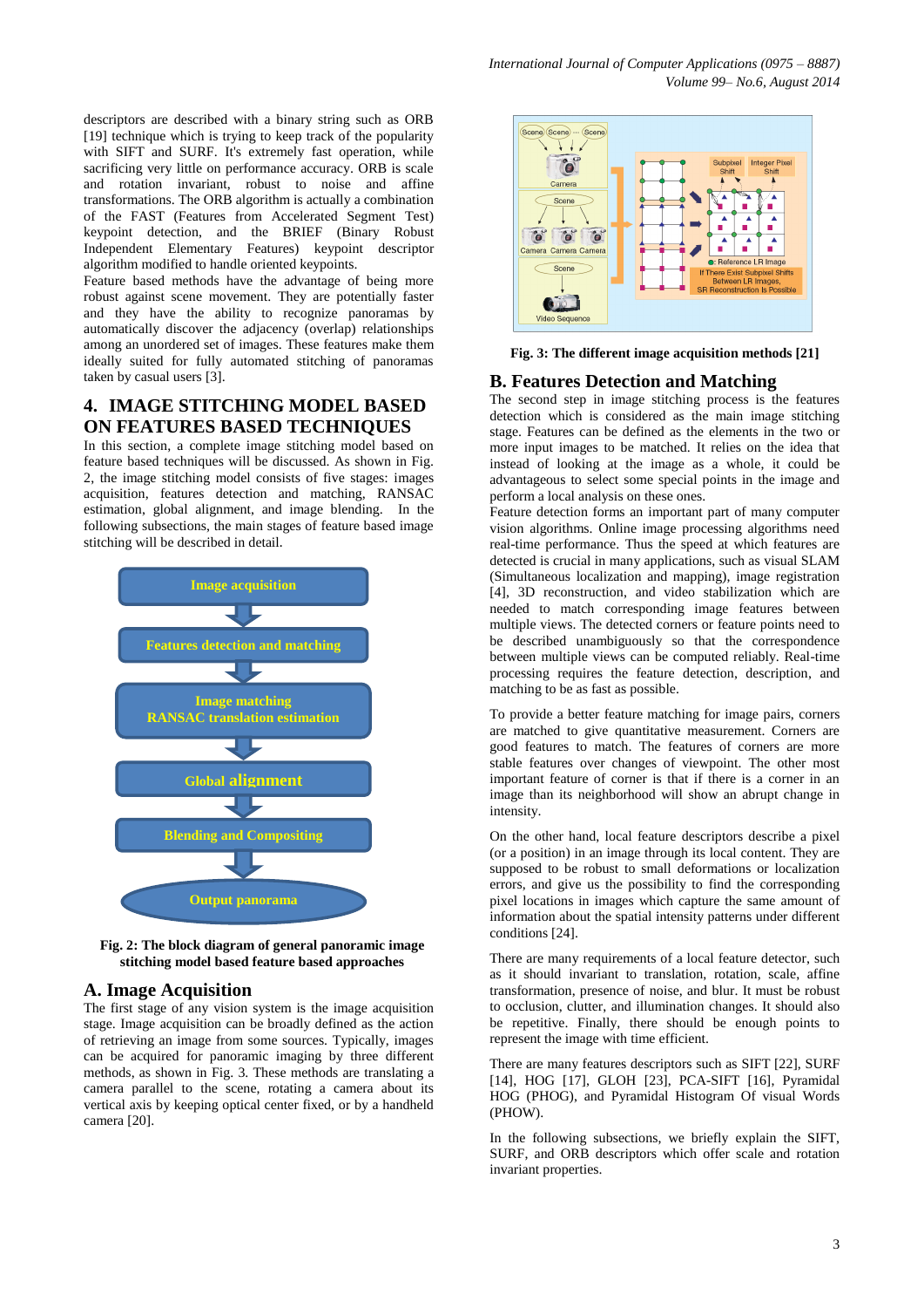descriptors are described with a binary string such as ORB [19] technique which is trying to keep track of the popularity with SIFT and SURF. It's extremely fast operation, while sacrificing very little on performance accuracy. ORB is scale and rotation invariant, robust to noise and affine transformations. The ORB algorithm is actually a combination of the FAST (Features from Accelerated Segment Test) keypoint detection, and the BRIEF (Binary Robust Independent Elementary Features) keypoint descriptor algorithm modified to handle oriented keypoints.

Feature based methods have the advantage of being more robust against scene movement. They are potentially faster and they have the ability to recognize panoramas by automatically discover the adjacency (overlap) relationships among an unordered set of images. These features make them ideally suited for fully automated stitching of panoramas taken by casual users [3].

## 4. IMAGE STITCHING MODEL BASED ON FEATURES BASED TECHNIQUES

In this section, a complete image stitching model based on feature based techniques will be discussed. As shown in Fig. 2, the image stitching model consists of five stages: images acquisition, features detection and matching, RANSAC estimation, global alignment, and image blending. In the following subsections, the main stages of feature based image stitching will be described in detail.

Image acquisition → Features detection and matching → Image matching RANSAC translation estimation → Global alignment → Blending and Compositing → Output panorama

**Fig. 2: The block diagram of general panoramic image stitching model based feature based approaches**

### A. Image Acquisition

The first stage of any vision system is the image acquisition stage. Image acquisition can be broadly defined as the action of retrieving an image from some sources. Typically, images can be acquired for panoramic imaging by three different methods, as shown in Fig. 3. These methods are translating a camera parallel to the scene, rotating a camera about its vertical axis by keeping optical center fixed, or by a handheld camera [20].

**Fig. 3: The different image acquisition methods [21]**

### B. Features Detection and Matching

The second step in image stitching process is the features detection which is considered as the main image stitching stage. Features can be defined as the elements in the two or more input images to be matched. It relies on the idea that instead of looking at the image as a whole, it could be advantageous to select some special points in the image and perform a local analysis on these ones.

Feature detection forms an important part of many computer vision algorithms. Online image processing algorithms need real-time performance. Thus the speed at which features are detected is crucial in many applications, such as visual SLAM (Simultaneous localization and mapping), image registration [4], 3D reconstruction, and video stabilization which are needed to match corresponding image features between multiple views. The detected corners or feature points need to be described unambiguously so that the correspondence between multiple views can be computed reliably. Real-time processing requires the feature detection, description, and matching to be as fast as possible.

To provide a better feature matching for image pairs, corners are matched to give quantitative measurement. Corners are good features to match. The features of corners are more stable features over changes of viewpoint. The other most important feature of corner is that if there is a corner in an image than its neighborhood will show an abrupt change in intensity.

On the other hand, local feature descriptors describe a pixel (or a position) in an image through its local content. They are supposed to be robust to small deformations or localization errors, and give us the possibility to find the corresponding pixel locations in images which capture the same amount of information about the spatial intensity patterns under different conditions [24].

There are many requirements of a local feature detector, such as it should invariant to translation, rotation, scale, affine transformation, presence of noise, and blur. It must be robust to occlusion, clutter, and illumination changes. It should also be repetitive. Finally, there should be enough points to represent the image with time efficient.

There are many features descriptors such as SIFT [22], SURF [14], HOG [17], GLOH [23], PCA-SIFT [16], Pyramidal HOG (PHOG), and Pyramidal Histogram Of visual Words (PHOW).

In the following subsections, we briefly explain the SIFT, SURF, and ORB descriptors which offer scale and rotation invariant properties.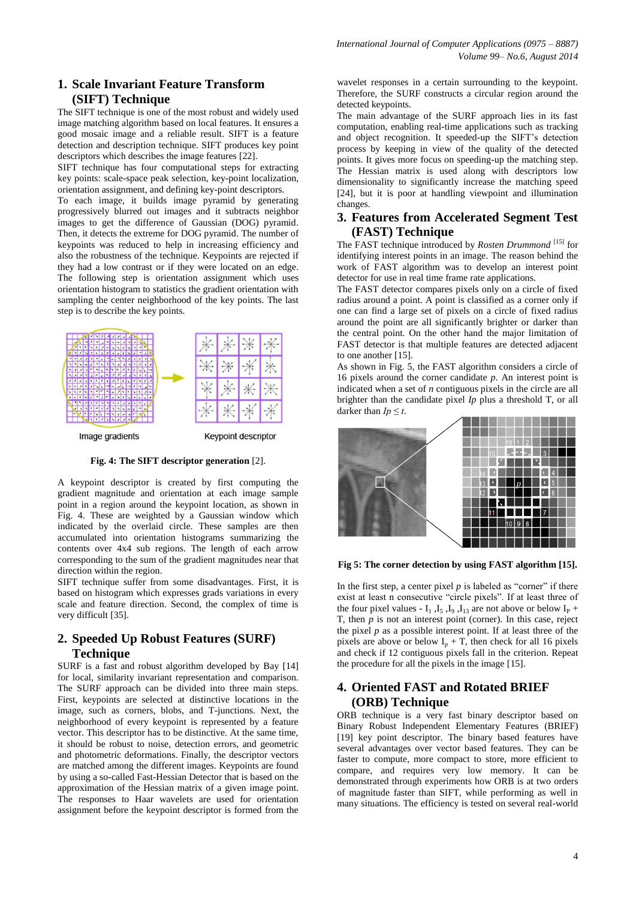## 1. Scale Invariant Feature Transform (SIFT) Technique

The SIFT technique is one of the most robust and widely used image matching algorithm based on local features. It ensures a good mosaic image and a reliable result. SIFT is a feature detection and description technique. SIFT produces key point descriptors which describes the image features [22].

SIFT technique has four computational steps for extracting key points: scale-space peak selection, key-point localization, orientation assignment, and defining key-point descriptors.

To each image, it builds image pyramid by generating progressively blurred out images and it subtracts neighbor images to get the difference of Gaussian (DOG) pyramid. Then, it detects the extreme for DOG pyramid. The number of keypoints was reduced to help in increasing efficiency and also the robustness of the technique. Keypoints are rejected if they had a low contrast or if they were located on an edge. The following step is orientation assignment which uses orientation histogram to statistics the gradient orientation with sampling the center neighborhood of the key points. The last step is to describe the key points.

**Fig. 4: The SIFT descriptor generation** [2].

A keypoint descriptor is created by first computing the gradient magnitude and orientation at each image sample point in a region around the keypoint location, as shown in Fig. 4. These are weighted by a Gaussian window which indicated by the overlaid circle. These samples are then accumulated into orientation histograms summarizing the contents over 4x4 sub regions. The length of each arrow corresponding to the sum of the gradient magnitudes near that direction within the region.

SIFT technique suffer from some disadvantages. First, it is based on histogram which expresses grads variations in every scale and feature direction. Second, the complex of time is very difficult [35].

## 2. Speeded Up Robust Features (SURF) Technique

SURF is a fast and robust algorithm developed by Bay [14] for local, similarity invariant representation and comparison. The SURF approach can be divided into three main steps. First, keypoints are selected at distinctive locations in the image, such as corners, blobs, and T-junctions. Next, the neighborhood of every keypoint is represented by a feature vector. This descriptor has to be distinctive. At the same time, it should be robust to noise, detection errors, and geometric and photometric deformations. Finally, the descriptor vectors are matched among the different images. Keypoints are found by using a so-called Fast-Hessian Detector that is based on the approximation of the Hessian matrix of a given image point. The responses to Haar wavelets are used for orientation assignment before the keypoint descriptor is formed from the wavelet responses in a certain surrounding to the keypoint. Therefore, the SURF constructs a circular region around the detected keypoints.

The main advantage of the SURF approach lies in its fast computation, enabling real-time applications such as tracking and object recognition. It speeded-up the SIFT's detection process by keeping in view of the quality of the detected points. It gives more focus on speeding-up the matching step. The Hessian matrix is used along with descriptors low dimensionality to significantly increase the matching speed [24], but it is poor at handling viewpoint and illumination changes.

## 3. Features from Accelerated Segment Test (FAST) Technique

The FAST technique introduced by *Rosten Drummond* [15] for identifying interest points in an image. The reason behind the work of FAST algorithm was to develop an interest point detector for use in real time frame rate applications.

The FAST detector compares pixels only on a circle of fixed radius around a point. A point is classified as a corner only if one can find a large set of pixels on a circle of fixed radius around the point are all significantly brighter or darker than the central point. On the other hand the major limitation of FAST detector is that multiple features are detected adjacent to one another [15].

As shown in Fig. 5, the FAST algorithm considers a circle of 16 pixels around the corner candidate *p*. An interest point is indicated when a set of *n* contiguous pixels in the circle are all brighter than the candidate pixel *Ip* plus a threshold T, or all darker than $Ip \leq t$.

**Fig 5: The corner detection by using FAST algorithm [15].**

In the first step, a center pixel *p* is labeled as "corner" if there exist at least n consecutive "circle pixels". If at least three of the four pixel values - $I_1$ ,$I_5$ ,$I_9$ ,$I_{13}$ are not above or below $I_P$ + T, then *p* is not an interest point (corner). In this case, reject the pixel *p* as a possible interest point. If at least three of the pixels are above or below $I_p$ + T, then check for all 16 pixels and check if 12 contiguous pixels fall in the criterion. Repeat the procedure for all the pixels in the image [15].

## 4. Oriented FAST and Rotated BRIEF (ORB) Technique

ORB technique is a very fast binary descriptor based on Binary Robust Independent Elementary Features (BRIEF) [19] key point descriptor. The binary based features have several advantages over vector based features. They can be faster to compute, more compact to store, more efficient to compare, and requires very low memory. It can be demonstrated through experiments how ORB is at two orders of magnitude faster than SIFT, while performing as well in many situations. The efficiency is tested on several real-world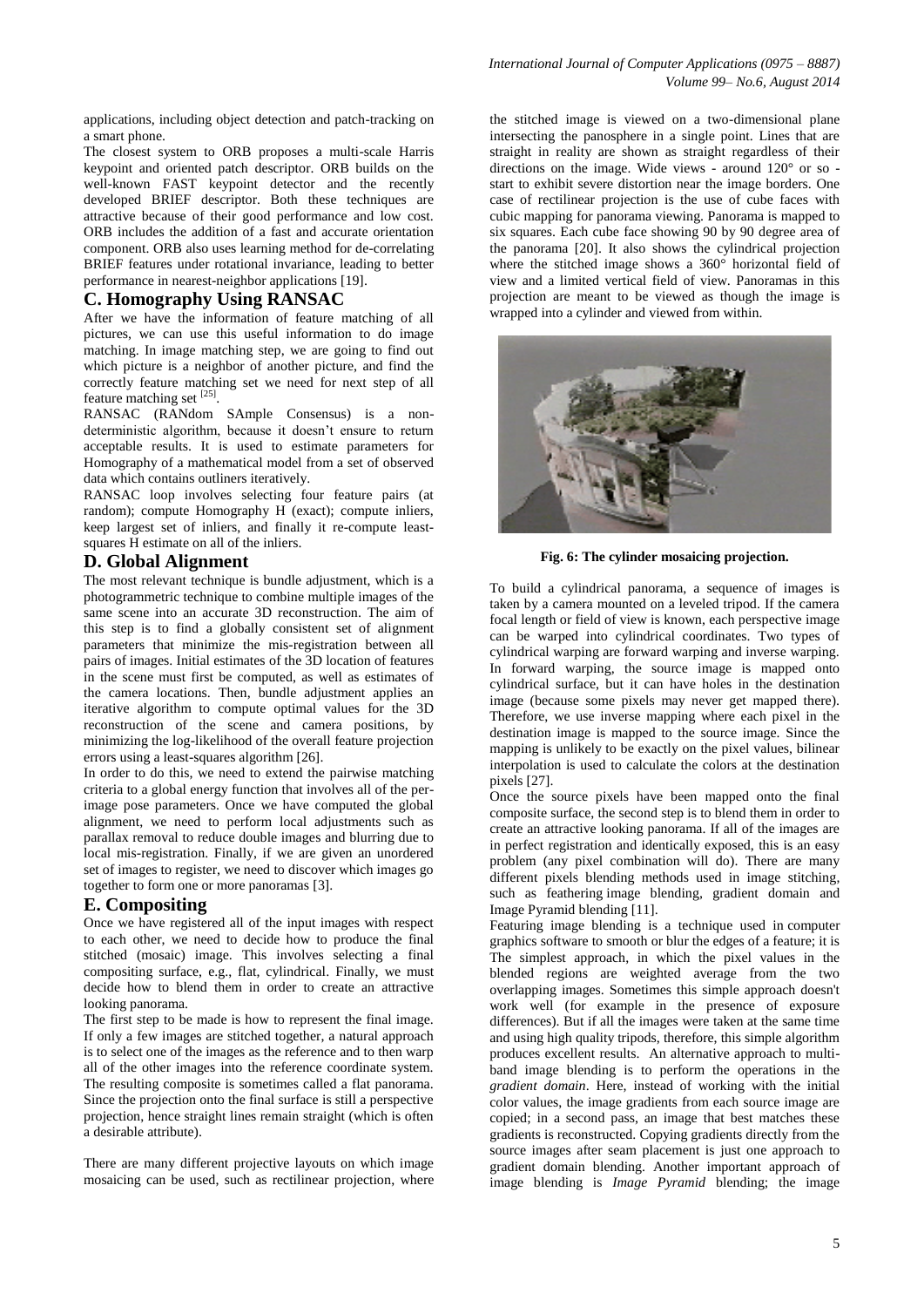applications, including object detection and patch-tracking on a smart phone.

The closest system to ORB proposes a multi-scale Harris keypoint and oriented patch descriptor. ORB builds on the well-known FAST keypoint detector and the recently developed BRIEF descriptor. Both these techniques are attractive because of their good performance and low cost. ORB includes the addition of a fast and accurate orientation component. ORB also uses learning method for de-correlating BRIEF features under rotational invariance, leading to better performance in nearest-neighbor applications [19].

## C. Homography Using RANSAC

After we have the information of feature matching of all pictures, we can use this useful information to do image matching. In image matching step, we are going to find out which picture is a neighbor of another picture, and find the correctly feature matching set we need for next step of all feature matching set [25].

RANSAC (RANdom SAmple Consensus) is a non-deterministic algorithm, because it doesn't ensure to return acceptable results. It is used to estimate parameters for Homography of a mathematical model from a set of observed data which contains outliners iteratively.

RANSAC loop involves selecting four feature pairs (at random); compute Homography H (exact); compute inliers, keep largest set of inliers, and finally it re-compute least-squares H estimate on all of the inliers.

## D. Global Alignment

The most relevant technique is bundle adjustment, which is a photogrammetric technique to combine multiple images of the same scene into an accurate 3D reconstruction. The aim of this step is to find a globally consistent set of alignment parameters that minimize the mis-registration between all pairs of images. Initial estimates of the 3D location of features in the scene must first be computed, as well as estimates of the camera locations. Then, bundle adjustment applies an iterative algorithm to compute optimal values for the 3D reconstruction of the scene and camera positions, by minimizing the log-likelihood of the overall feature projection errors using a least-squares algorithm [26].

In order to do this, we need to extend the pairwise matching criteria to a global energy function that involves all of the per-image pose parameters. Once we have computed the global alignment, we need to perform local adjustments such as parallax removal to reduce double images and blurring due to local mis-registration. Finally, if we are given an unordered set of images to register, we need to discover which images go together to form one or more panoramas [3].

## E. Compositing

Once we have registered all of the input images with respect to each other, we need to decide how to produce the final stitched (mosaic) image. This involves selecting a final compositing surface, e.g., flat, cylindrical. Finally, we must decide how to blend them in order to create an attractive looking panorama.

The first step to be made is how to represent the final image. If only a few images are stitched together, a natural approach is to select one of the images as the reference and to then warp all of the other images into the reference coordinate system. The resulting composite is sometimes called a flat panorama. Since the projection onto the final surface is still a perspective projection, hence straight lines remain straight (which is often a desirable attribute).

There are many different projective layouts on which image mosaicing can be used, such as rectilinear projection, where the stitched image is viewed on a two-dimensional plane intersecting the panosphere in a single point. Lines that are straight in reality are shown as straight regardless of their directions on the image. Wide views - around 120° or so - start to exhibit severe distortion near the image borders. One case of rectilinear projection is the use of cube faces with cubic mapping for panorama viewing. Panorama is mapped to six squares. Each cube face showing 90 by 90 degree area of the panorama [20]. It also shows the cylindrical projection where the stitched image shows a 360° horizontal field of view and a limited vertical field of view. Panoramas in this projection are meant to be viewed as though the image is wrapped into a cylinder and viewed from within.

**Fig. 6: The cylinder mosaicing projection.**

To build a cylindrical panorama, a sequence of images is taken by a camera mounted on a leveled tripod. If the camera focal length or field of view is known, each perspective image can be warped into cylindrical coordinates. Two types of cylindrical warping are forward warping and inverse warping. In forward warping, the source image is mapped onto cylindrical surface, but it can have holes in the destination image (because some pixels may never get mapped there). Therefore, we use inverse mapping where each pixel in the destination image is mapped to the source image. Since the mapping is unlikely to be exactly on the pixel values, bilinear interpolation is used to calculate the colors at the destination pixels [27].

Once the source pixels have been mapped onto the final composite surface, the second step is to blend them in order to create an attractive looking panorama. If all of the images are in perfect registration and identically exposed, this is an easy problem (any pixel combination will do). There are many different pixels blending methods used in image stitching, such as feathering image blending, gradient domain and Image Pyramid blending [11].

Featuring image blending is a technique used in computer graphics software to smooth or blur the edges of a feature; it is The simplest approach, in which the pixel values in the blended regions are weighted average from the two overlapping images. Sometimes this simple approach doesn't work well (for example in the presence of exposure differences). But if all the images were taken at the same time and using high quality tripods, therefore, this simple algorithm produces excellent results. An alternative approach to multi-band image blending is to perform the operations in the *gradient domain*. Here, instead of working with the initial color values, the image gradients from each source image are copied; in a second pass, an image that best matches these gradients is reconstructed. Copying gradients directly from the source images after seam placement is just one approach to gradient domain blending. Another important approach of image blending is *Image Pyramid* blending; the image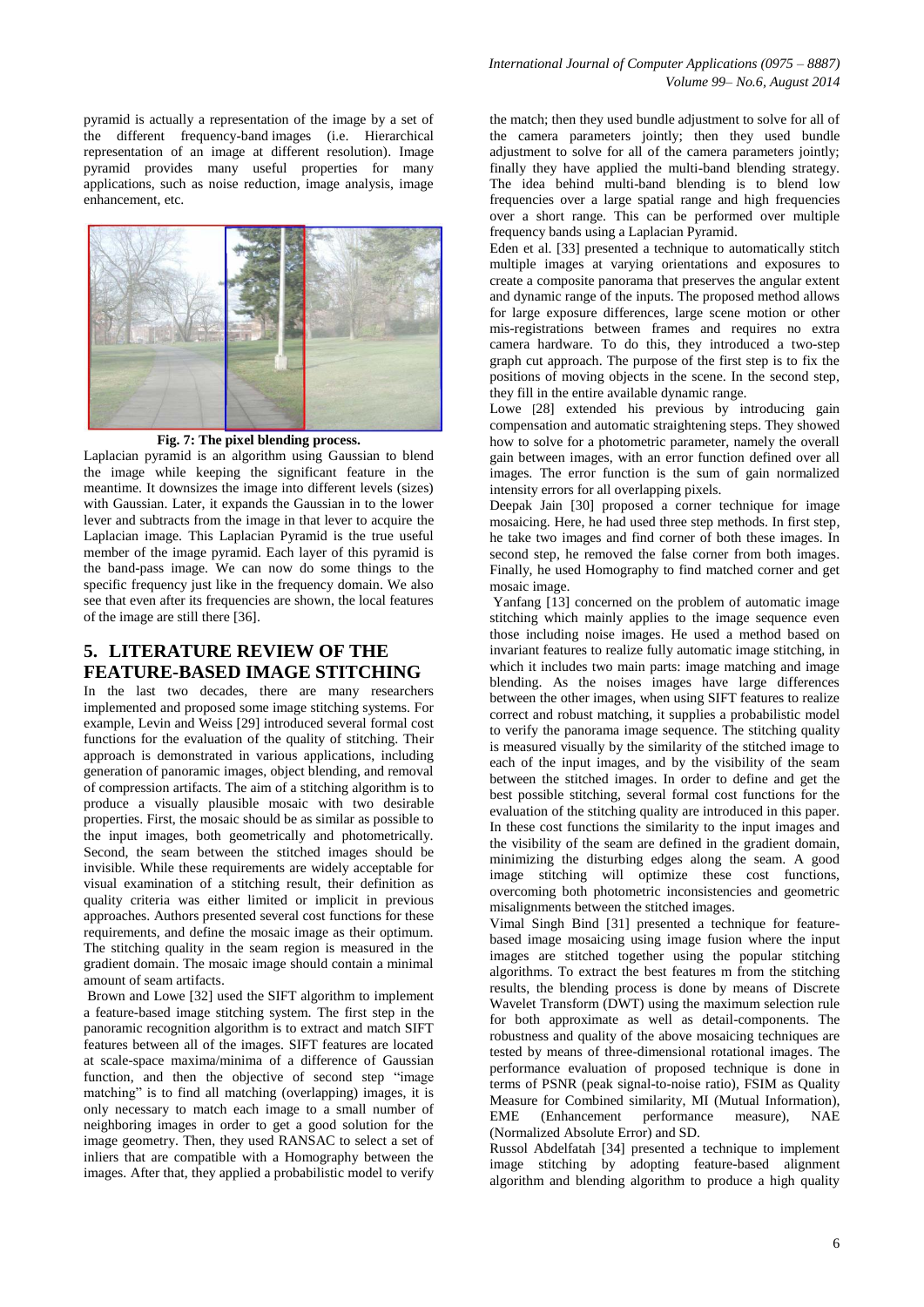pyramid is actually a representation of the image by a set of the different frequency-band images (i.e. Hierarchical representation of an image at different resolution). Image pyramid provides many useful properties for many applications, such as noise reduction, image analysis, image enhancement, etc.

**Fig. 7: The pixel blending process.**

Laplacian pyramid is an algorithm using Gaussian to blend the image while keeping the significant feature in the meantime. It downsizes the image into different levels (sizes) with Gaussian. Later, it expands the Gaussian in to the lower lever and subtracts from the image in that lever to acquire the Laplacian image. This Laplacian Pyramid is the true useful member of the image pyramid. Each layer of this pyramid is the band-pass image. We can now do some things to the specific frequency just like in the frequency domain. We also see that even after its frequencies are shown, the local features of the image are still there [36].

## 5. LITERATURE REVIEW OF THE FEATURE-BASED IMAGE STITCHING

In the last two decades, there are many researchers implemented and proposed some image stitching systems. For example, Levin and Weiss [29] introduced several formal cost functions for the evaluation of the quality of stitching. Their approach is demonstrated in various applications, including generation of panoramic images, object blending, and removal of compression artifacts. The aim of a stitching algorithm is to produce a visually plausible mosaic with two desirable properties. First, the mosaic should be as similar as possible to the input images, both geometrically and photometrically. Second, the seam between the stitched images should be invisible. While these requirements are widely acceptable for visual examination of a stitching result, their definition as quality criteria was either limited or implicit in previous approaches. Authors presented several cost functions for these requirements, and define the mosaic image as their optimum. The stitching quality in the seam region is measured in the gradient domain. The mosaic image should contain a minimal amount of seam artifacts.

Brown and Lowe [32] used the SIFT algorithm to implement a feature-based image stitching system. The first step in the panoramic recognition algorithm is to extract and match SIFT features between all of the images. SIFT features are located at scale-space maxima/minima of a difference of Gaussian function, and then the objective of second step "image matching" is to find all matching (overlapping) images, it is only necessary to match each image to a small number of neighboring images in order to get a good solution for the image geometry. Then, they used RANSAC to select a set of inliers that are compatible with a Homography between the images. After that, they applied a probabilistic model to verify the match; then they used bundle adjustment to solve for all of the camera parameters jointly; then they used bundle adjustment to solve for all of the camera parameters jointly; finally they have applied the multi-band blending strategy. The idea behind multi-band blending is to blend low frequencies over a large spatial range and high frequencies over a short range. This can be performed over multiple frequency bands using a Laplacian Pyramid.

Eden et al. [33] presented a technique to automatically stitch multiple images at varying orientations and exposures to create a composite panorama that preserves the angular extent and dynamic range of the inputs. The proposed method allows for large exposure differences, large scene motion or other mis-registrations between frames and requires no extra camera hardware. To do this, they introduced a two-step graph cut approach. The purpose of the first step is to fix the positions of moving objects in the scene. In the second step, they fill in the entire available dynamic range.

Lowe [28] extended his previous by introducing gain compensation and automatic straightening steps. They showed how to solve for a photometric parameter, namely the overall gain between images, with an error function defined over all images. The error function is the sum of gain normalized intensity errors for all overlapping pixels.

Deepak Jain [30] proposed a corner technique for image mosaicing. Here, he had used three step methods. In first step, he take two images and find corner of both these images. In second step, he removed the false corner from both images. Finally, he used Homography to find matched corner and get mosaic image.

Yanfang [13] concerned on the problem of automatic image stitching which mainly applies to the image sequence even those including noise images. He used a method based on invariant features to realize fully automatic image stitching, in which it includes two main parts: image matching and image blending. As the noises images have large differences between the other images, when using SIFT features to realize correct and robust matching, it supplies a probabilistic model to verify the panorama image sequence. The stitching quality is measured visually by the similarity of the stitched image to each of the input images, and by the visibility of the seam between the stitched images. In order to define and get the best possible stitching, several formal cost functions for the evaluation of the stitching quality are introduced in this paper. In these cost functions the similarity to the input images and the visibility of the seam are defined in the gradient domain, minimizing the disturbing edges along the seam. A good image stitching will optimize these cost functions, overcoming both photometric inconsistencies and geometric misalignments between the stitched images.

Vimal Singh Bind [31] presented a technique for feature-based image mosaicing using image fusion where the input images are stitched together using the popular stitching algorithms. To extract the best features m from the stitching results, the blending process is done by means of Discrete Wavelet Transform (DWT) using the maximum selection rule for both approximate as well as detail-components. The robustness and quality of the above mosaicing techniques are tested by means of three-dimensional rotational images. The performance evaluation of proposed technique is done in terms of PSNR (peak signal-to-noise ratio), FSIM as Quality Measure for Combined similarity, MI (Mutual Information), EME (Enhancement performance measure), NAE (Normalized Absolute Error) and SD.

Russol Abdelfatah [34] presented a technique to implement image stitching by adopting feature-based alignment algorithm and blending algorithm to produce a high quality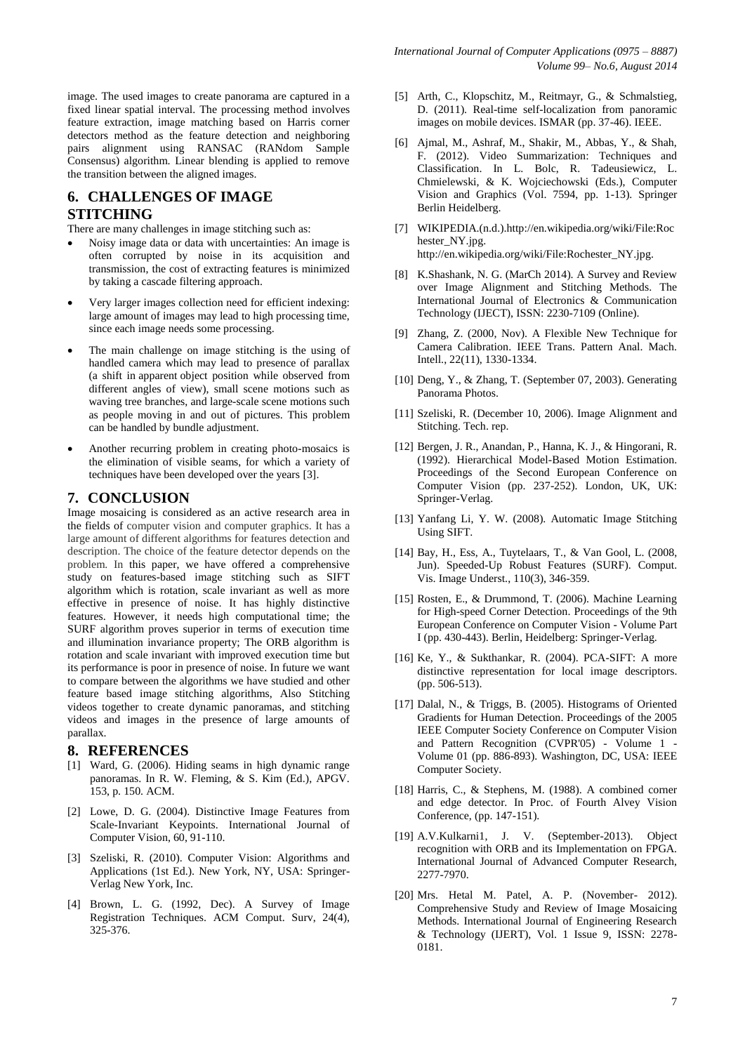image. The used images to create panorama are captured in a fixed linear spatial interval. The processing method involves feature extraction, image matching based on Harris corner detectors method as the feature detection and neighboring pairs alignment using RANSAC (RANdom Sample Consensus) algorithm. Linear blending is applied to remove the transition between the aligned images.

## 6. CHALLENGES OF IMAGE STITCHING

There are many challenges in image stitching such as:

- Noisy image data or data with uncertainties: An image is often corrupted by noise in its acquisition and transmission, the cost of extracting features is minimized by taking a cascade filtering approach.
- Very larger images collection need for efficient indexing: large amount of images may lead to high processing time, since each image needs some processing.
- The main challenge on image stitching is the using of handled camera which may lead to presence of parallax (a shift in apparent object position while observed from different angles of view), small scene motions such as waving tree branches, and large-scale scene motions such as people moving in and out of pictures. This problem can be handled by bundle adjustment.
- Another recurring problem in creating photo-mosaics is the elimination of visible seams, for which a variety of techniques have been developed over the years [3].

## 7. CONCLUSION

Image mosaicing is considered as an active research area in the fields of computer vision and computer graphics. It has a large amount of different algorithms for features detection and description. The choice of the feature detector depends on the problem. In this paper, we have offered a comprehensive study on features-based image stitching such as SIFT algorithm which is rotation, scale invariant as well as more effective in presence of noise. It has highly distinctive features. However, it needs high computational time; the SURF algorithm proves superior in terms of execution time and illumination invariance property; The ORB algorithm is rotation and scale invariant with improved execution time but its performance is poor in presence of noise. In future we want to compare between the algorithms we have studied and other feature based image stitching algorithms, Also Stitching videos together to create dynamic panoramas, and stitching videos and images in the presence of large amounts of parallax.

## 8. REFERENCES

[1] Ward, G. (2006). Hiding seams in high dynamic range panoramas. In R. W. Fleming, & S. Kim (Ed.), APGV. 153, p. 150. ACM.

[2] Lowe, D. G. (2004). Distinctive Image Features from Scale-Invariant Keypoints. International Journal of Computer Vision, 60, 91-110.

[3] Szeliski, R. (2010). Computer Vision: Algorithms and Applications (1st Ed.). New York, NY, USA: Springer-Verlag New York, Inc.

[4] Brown, L. G. (1992, Dec). A Survey of Image Registration Techniques. ACM Comput. Surv, 24(4), 325-376.

[5] Arth, C., Klopschitz, M., Reitmayr, G., & Schmalstieg, D. (2011). Real-time self-localization from panoramic images on mobile devices. ISMAR (pp. 37-46). IEEE.

[6] Ajmal, M., Ashraf, M., Shakir, M., Abbas, Y., & Shah, F. (2012). Video Summarization: Techniques and Classification. In L. Bolc, R. Tadeusiewicz, L. Chmielewski, & K. Wojciechowski (Eds.), Computer Vision and Graphics (Vol. 7594, pp. 1-13). Springer Berlin Heidelberg.

[7] WIKIPEDIA.(n.d.).http://en.wikipedia.org/wiki/File:Rochester_NY.jpg. http://en.wikipedia.org/wiki/File:Rochester_NY.jpg.

[8] K.Shashank, N. G. (MarCh 2014). A Survey and Review over Image Alignment and Stitching Methods. The International Journal of Electronics & Communication Technology (IJECT), ISSN: 2230-7109 (Online).

[9] Zhang, Z. (2000, Nov). A Flexible New Technique for Camera Calibration. IEEE Trans. Pattern Anal. Mach. Intell., 22(11), 1330-1334.

[10] Deng, Y., & Zhang, T. (September 07, 2003). Generating Panorama Photos.

[11] Szeliski, R. (December 10, 2006). Image Alignment and Stitching. Tech. rep.

[12] Bergen, J. R., Anandan, P., Hanna, K. J., & Hingorani, R. (1992). Hierarchical Model-Based Motion Estimation. Proceedings of the Second European Conference on Computer Vision (pp. 237-252). London, UK, UK: Springer-Verlag.

[13] Yanfang Li, Y. W. (2008). Automatic Image Stitching Using SIFT.

[14] Bay, H., Ess, A., Tuytelaars, T., & Van Gool, L. (2008, Jun). Speeded-Up Robust Features (SURF). Comput. Vis. Image Underst., 110(3), 346-359.

[15] Rosten, E., & Drummond, T. (2006). Machine Learning for High-speed Corner Detection. Proceedings of the 9th European Conference on Computer Vision - Volume Part I (pp. 430-443). Berlin, Heidelberg: Springer-Verlag.

[16] Ke, Y., & Sukthankar, R. (2004). PCA-SIFT: A more distinctive representation for local image descriptors. (pp. 506-513).

[17] Dalal, N., & Triggs, B. (2005). Histograms of Oriented Gradients for Human Detection. Proceedings of the 2005 IEEE Computer Society Conference on Computer Vision and Pattern Recognition (CVPR'05) - Volume 1 - Volume 01 (pp. 886-893). Washington, DC, USA: IEEE Computer Society.

[18] Harris, C., & Stephens, M. (1988). A combined corner and edge detector. In Proc. of Fourth Alvey Vision Conference, (pp. 147-151).

[19] A.V.Kulkarni1, J. V. (September-2013). Object recognition with ORB and its Implementation on FPGA. International Journal of Advanced Computer Research, 2277-7970.

[20] Mrs. Hetal M. Patel, A. P. (November- 2012). Comprehensive Study and Review of Image Mosaicing Methods. International Journal of Engineering Research & Technology (IJERT), Vol. 1 Issue 9, ISSN: 2278-0181.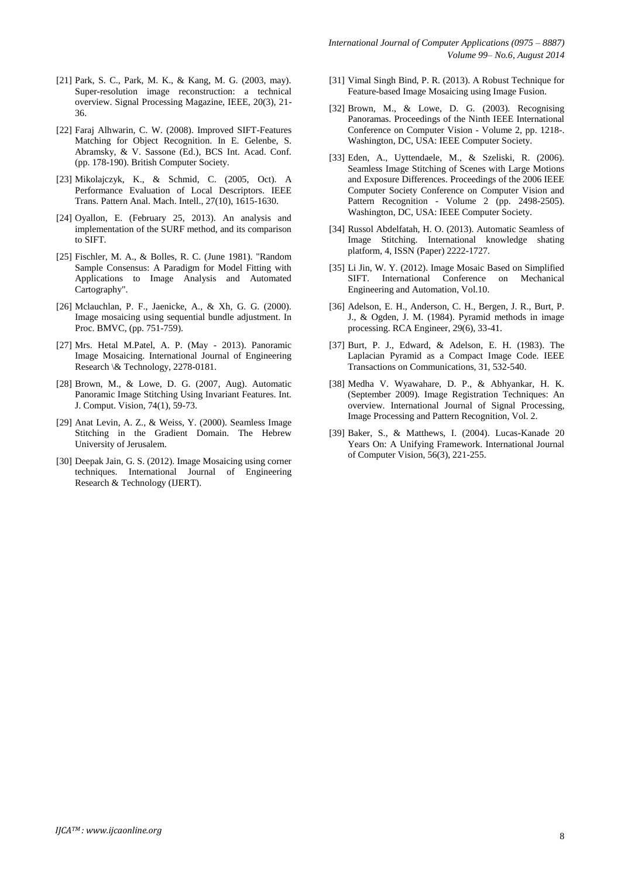[21] Park, S. C., Park, M. K., & Kang, M. G. (2003, may). Super-resolution image reconstruction: a technical overview. Signal Processing Magazine, IEEE, 20(3), 21-36.

[22] Faraj Alhwarin, C. W. (2008). Improved SIFT-Features Matching for Object Recognition. In E. Gelenbe, S. Abramsky, & V. Sassone (Ed.), BCS Int. Acad. Conf. (pp. 178-190). British Computer Society.

[23] Mikolajczyk, K., & Schmid, C. (2005, Oct). A Performance Evaluation of Local Descriptors. IEEE Trans. Pattern Anal. Mach. Intell., 27(10), 1615-1630.

[24] Oyallon, E. (February 25, 2013). An analysis and implementation of the SURF method, and its comparison to SIFT.

[25] Fischler, M. A., & Bolles, R. C. (June 1981). "Random Sample Consensus: A Paradigm for Model Fitting with Applications to Image Analysis and Automated Cartography".

[26] Mclauchlan, P. F., Jaenicke, A., & Xh, G. G. (2000). Image mosaicing using sequential bundle adjustment. In Proc. BMVC, (pp. 751-759).

[27] Mrs. Hetal M.Patel, A. P. (May - 2013). Panoramic Image Mosaicing. International Journal of Engineering Research \& Technology, 2278-0181.

[28] Brown, M., & Lowe, D. G. (2007, Aug). Automatic Panoramic Image Stitching Using Invariant Features. Int. J. Comput. Vision, 74(1), 59-73.

[29] Anat Levin, A. Z., & Weiss, Y. (2000). Seamless Image Stitching in the Gradient Domain. The Hebrew University of Jerusalem.

[30] Deepak Jain, G. S. (2012). Image Mosaicing using corner techniques. International Journal of Engineering Research & Technology (IJERT).

[31] Vimal Singh Bind, P. R. (2013). A Robust Technique for Feature-based Image Mosaicing using Image Fusion.

[32] Brown, M., & Lowe, D. G. (2003). Recognising Panoramas. Proceedings of the Ninth IEEE International Conference on Computer Vision - Volume 2, pp. 1218-. Washington, DC, USA: IEEE Computer Society.

[33] Eden, A., Uyttendaele, M., & Szeliski, R. (2006). Seamless Image Stitching of Scenes with Large Motions and Exposure Differences. Proceedings of the 2006 IEEE Computer Society Conference on Computer Vision and Pattern Recognition - Volume 2 (pp. 2498-2505). Washington, DC, USA: IEEE Computer Society.

[34] Russol Abdelfatah, H. O. (2013). Automatic Seamless of Image Stitching. International knowledge shating platform, 4, ISSN (Paper) 2222-1727.

[35] Li Jin, W. Y. (2012). Image Mosaic Based on Simplified SIFT. International Conference on Mechanical Engineering and Automation, Vol.10.

[36] Adelson, E. H., Anderson, C. H., Bergen, J. R., Burt, P. J., & Ogden, J. M. (1984). Pyramid methods in image processing. RCA Engineer, 29(6), 33-41.

[37] Burt, P. J., Edward, & Adelson, E. H. (1983). The Laplacian Pyramid as a Compact Image Code. IEEE Transactions on Communications, 31, 532-540.

[38] Medha V. Wyawahare, D. P., & Abhyankar, H. K. (September 2009). Image Registration Techniques: An overview. International Journal of Signal Processing, Image Processing and Pattern Recognition, Vol. 2.

[39] Baker, S., & Matthews, I. (2004). Lucas-Kanade 20 Years On: A Unifying Framework. International Journal of Computer Vision, 56(3), 221-255.